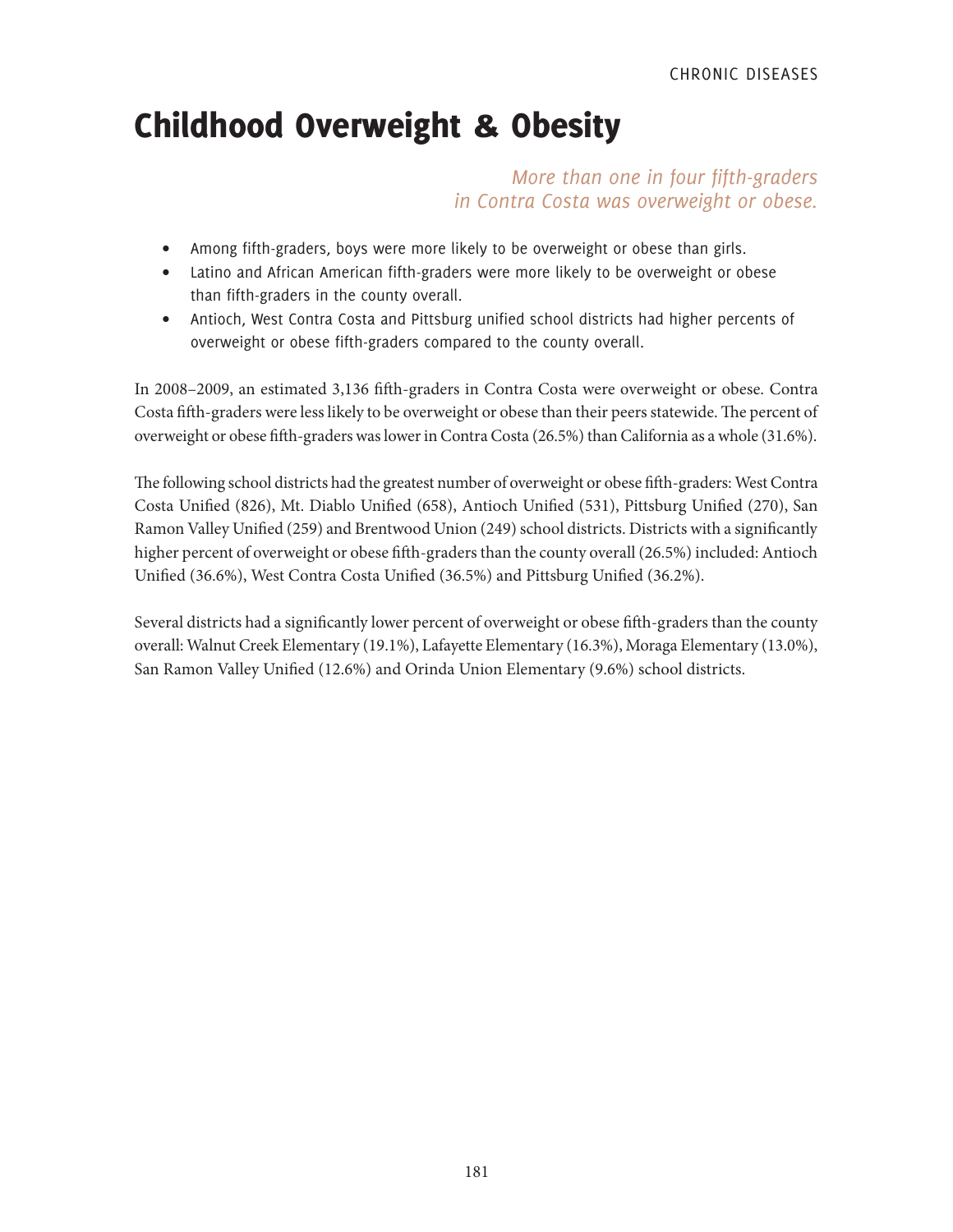# Childhood Overweight & Obesity

*More than one in four fifth-graders in Contra Costa was overweight or obese.*

- Among fifth-graders, boys were more likely to be overweight or obese than girls.
- Latino and African American fifth-graders were more likely to be overweight or obese than fifth-graders in the county overall.
- Antioch, West Contra Costa and Pittsburg unified school districts had higher percents of overweight or obese fifth-graders compared to the county overall.

In 2008–2009, an estimated 3,136 fifth-graders in Contra Costa were overweight or obese. Contra Costa fifth-graders were less likely to be overweight or obese than their peers statewide. The percent of overweight or obese fifth-graders was lower in Contra Costa (26.5%) than California as a whole (31.6%).

The following school districts had the greatest number of overweight or obese fifth-graders: West Contra Costa Unified (826), Mt. Diablo Unified (658), Antioch Unified (531), Pittsburg Unified (270), San Ramon Valley Unified (259) and Brentwood Union (249) school districts. Districts with a significantly higher percent of overweight or obese fifth-graders than the county overall (26.5%) included: Antioch Unified (36.6%), West Contra Costa Unified (36.5%) and Pittsburg Unified (36.2%).

Several districts had a significantly lower percent of overweight or obese fifth-graders than the county overall: Walnut Creek Elementary (19.1%), Lafayette Elementary (16.3%), Moraga Elementary (13.0%), San Ramon Valley Unified (12.6%) and Orinda Union Elementary (9.6%) school districts.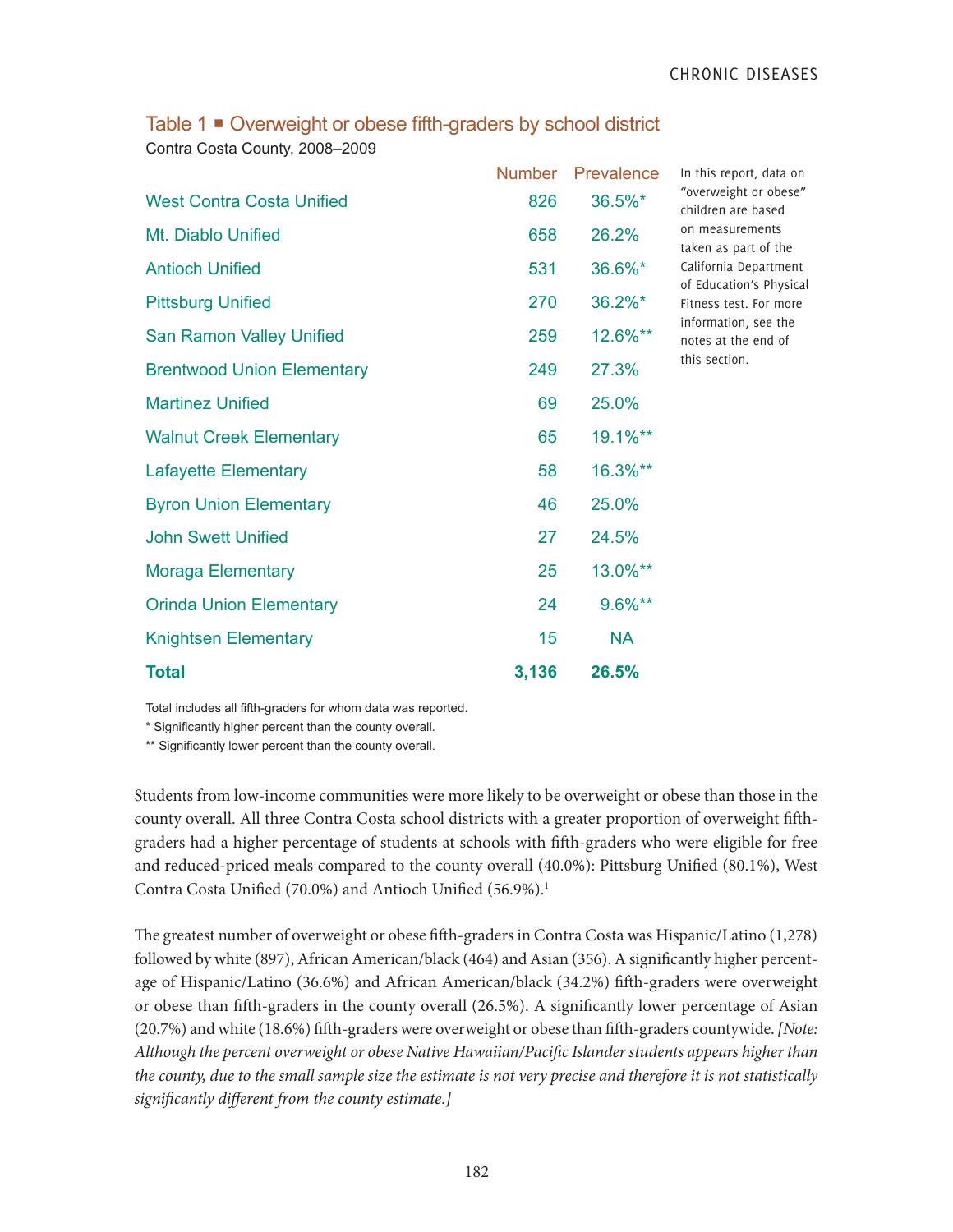### Table 1 ■ Overweight or obese fifth-graders by school district

Contra Costa County, 2008–2009

| | Number | Prevalence |
|---|---|---|
| West Contra Costa Unified | 826 | 36.5%* |
| Mt. Diablo Unified | 658 | 26.2% |
| Antioch Unified | 531 | 36.6%* |
| Pittsburg Unified | 270 | 36.2%* |
| San Ramon Valley Unified | 259 | 12.6%** |
| Brentwood Union Elementary | 249 | 27.3% |
| Martinez Unified | 69 | 25.0% |
| Walnut Creek Elementary | 65 | 19.1%** |
| Lafayette Elementary | 58 | 16.3%** |
| Byron Union Elementary | 46 | 25.0% |
| John Swett Unified | 27 | 24.5% |
| Moraga Elementary | 25 | 13.0%** |
| Orinda Union Elementary | 24 | 9.6%** |
| Knightsen Elementary | 15 | NA |
| **Total** | **3,136** | **26.5%** |

Total includes all fifth-graders for whom data was reported.

* Significantly higher percent than the county overall.

** Significantly lower percent than the county overall.

In this report, data on "overweight or obese" children are based on measurements taken as part of the California Department of Education's Physical Fitness test. For more information, see the notes at the end of this section.

Students from low-income communities were more likely to be overweight or obese than those in the county overall. All three Contra Costa school districts with a greater proportion of overweight fifth-graders had a higher percentage of students at schools with fifth-graders who were eligible for free and reduced-priced meals compared to the county overall (40.0%): Pittsburg Unified (80.1%), West Contra Costa Unified (70.0%) and Antioch Unified (56.9%).[1]

The greatest number of overweight or obese fifth-graders in Contra Costa was Hispanic/Latino (1,278) followed by white (897), African American/black (464) and Asian (356). A significantly higher percentage of Hispanic/Latino (36.6%) and African American/black (34.2%) fifth-graders were overweight or obese than fifth-graders in the county overall (26.5%). A significantly lower percentage of Asian (20.7%) and white (18.6%) fifth-graders were overweight or obese than fifth-graders countywide. *[Note: Although the percent overweight or obese Native Hawaiian/Pacific Islander students appears higher than the county, due to the small sample size the estimate is not very precise and therefore it is not statistically significantly different from the county estimate.]*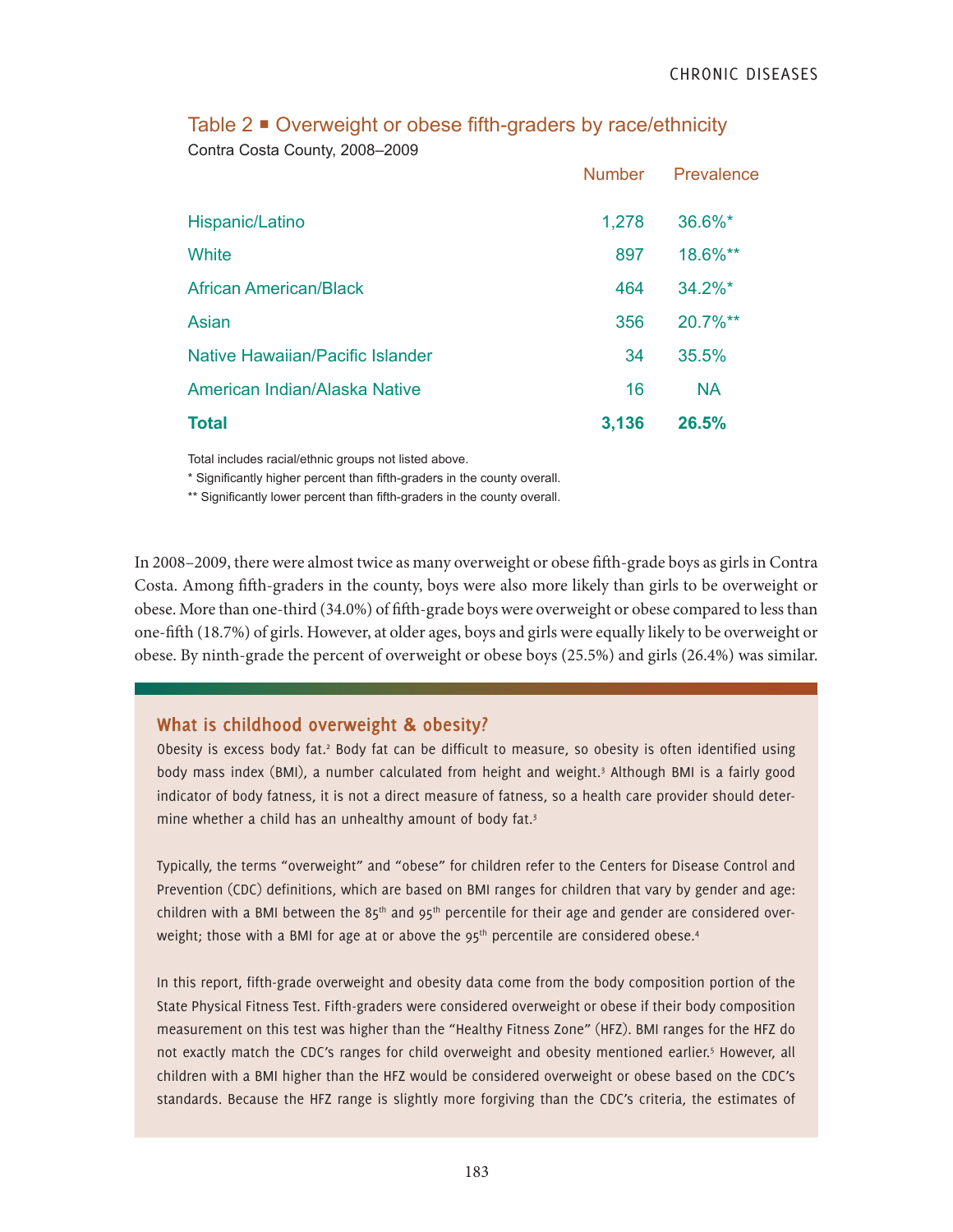## Table 2 ■ Overweight or obese fifth-graders by race/ethnicity

Contra Costa County, 2008–2009

| | Number | Prevalence |
|---|---|---|
| Hispanic/Latino | 1,278 | 36.6%* |
| White | 897 | 18.6%** |
| African American/Black | 464 | 34.2%* |
| Asian | 356 | 20.7%** |
| Native Hawaiian/Pacific Islander | 34 | 35.5% |
| American Indian/Alaska Native | 16 | NA |
| **Total** | **3,136** | **26.5%** |

Total includes racial/ethnic groups not listed above.

* Significantly higher percent than fifth-graders in the county overall.

** Significantly lower percent than fifth-graders in the county overall.

In 2008–2009, there were almost twice as many overweight or obese fifth-grade boys as girls in Contra Costa. Among fifth-graders in the county, boys were also more likely than girls to be overweight or obese. More than one-third (34.0%) of fifth-grade boys were overweight or obese compared to less than one-fifth (18.7%) of girls. However, at older ages, boys and girls were equally likely to be overweight or obese. By ninth-grade the percent of overweight or obese boys (25.5%) and girls (26.4%) was similar.

### What is childhood overweight & obesity?

Obesity is excess body fat.[2] Body fat can be difficult to measure, so obesity is often identified using body mass index (BMI), a number calculated from height and weight.[3] Although BMI is a fairly good indicator of body fatness, it is not a direct measure of fatness, so a health care provider should determine whether a child has an unhealthy amount of body fat.[3]

Typically, the terms "overweight" and "obese" for children refer to the Centers for Disease Control and Prevention (CDC) definitions, which are based on BMI ranges for children that vary by gender and age: children with a BMI between the 85th and 95th percentile for their age and gender are considered overweight; those with a BMI for age at or above the 95th percentile are considered obese.[4]

In this report, fifth-grade overweight and obesity data come from the body composition portion of the State Physical Fitness Test. Fifth-graders were considered overweight or obese if their body composition measurement on this test was higher than the "Healthy Fitness Zone" (HFZ). BMI ranges for the HFZ do not exactly match the CDC's ranges for child overweight and obesity mentioned earlier.[5] However, all children with a BMI higher than the HFZ would be considered overweight or obese based on the CDC's standards. Because the HFZ range is slightly more forgiving than the CDC's criteria, the estimates of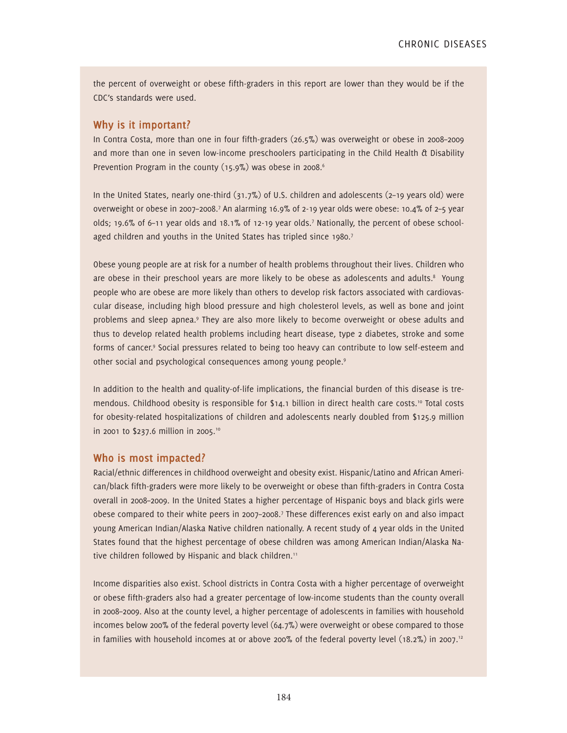the percent of overweight or obese fifth-graders in this report are lower than they would be if the CDC's standards were used.

## Why is it important?

In Contra Costa, more than one in four fifth-graders (26.5%) was overweight or obese in 2008–2009 and more than one in seven low-income preschoolers participating in the Child Health & Disability Prevention Program in the county (15.9%) was obese in 2008.[6]

In the United States, nearly one-third (31.7%) of U.S. children and adolescents (2–19 years old) were overweight or obese in 2007–2008.[7] An alarming 16.9% of 2-19 year olds were obese: 10.4% of 2–5 year olds; 19.6% of 6–11 year olds and 18.1% of 12-19 year olds.[7] Nationally, the percent of obese school-aged children and youths in the United States has tripled since 1980.[7]

Obese young people are at risk for a number of health problems throughout their lives. Children who are obese in their preschool years are more likely to be obese as adolescents and adults.[8] Young people who are obese are more likely than others to develop risk factors associated with cardiovascular disease, including high blood pressure and high cholesterol levels, as well as bone and joint problems and sleep apnea.[9] They are also more likely to become overweight or obese adults and thus to develop related health problems including heart disease, type 2 diabetes, stroke and some forms of cancer.[9] Social pressures related to being too heavy can contribute to low self-esteem and other social and psychological consequences among young people.[9]

In addition to the health and quality-of-life implications, the financial burden of this disease is tremendous. Childhood obesity is responsible for $14.1 billion in direct health care costs.[10] Total costs for obesity-related hospitalizations of children and adolescents nearly doubled from $125.9 million in 2001 to $237.6 million in 2005.[10]

## Who is most impacted?

Racial/ethnic differences in childhood overweight and obesity exist. Hispanic/Latino and African American/black fifth-graders were more likely to be overweight or obese than fifth-graders in Contra Costa overall in 2008–2009. In the United States a higher percentage of Hispanic boys and black girls were obese compared to their white peers in 2007–2008.[7] These differences exist early on and also impact young American Indian/Alaska Native children nationally. A recent study of 4 year olds in the United States found that the highest percentage of obese children was among American Indian/Alaska Native children followed by Hispanic and black children.[11]

Income disparities also exist. School districts in Contra Costa with a higher percentage of overweight or obese fifth-graders also had a greater percentage of low-income students than the county overall in 2008–2009. Also at the county level, a higher percentage of adolescents in families with household incomes below 200% of the federal poverty level (64.7%) were overweight or obese compared to those in families with household incomes at or above 200% of the federal poverty level (18.2%) in 2007.[12]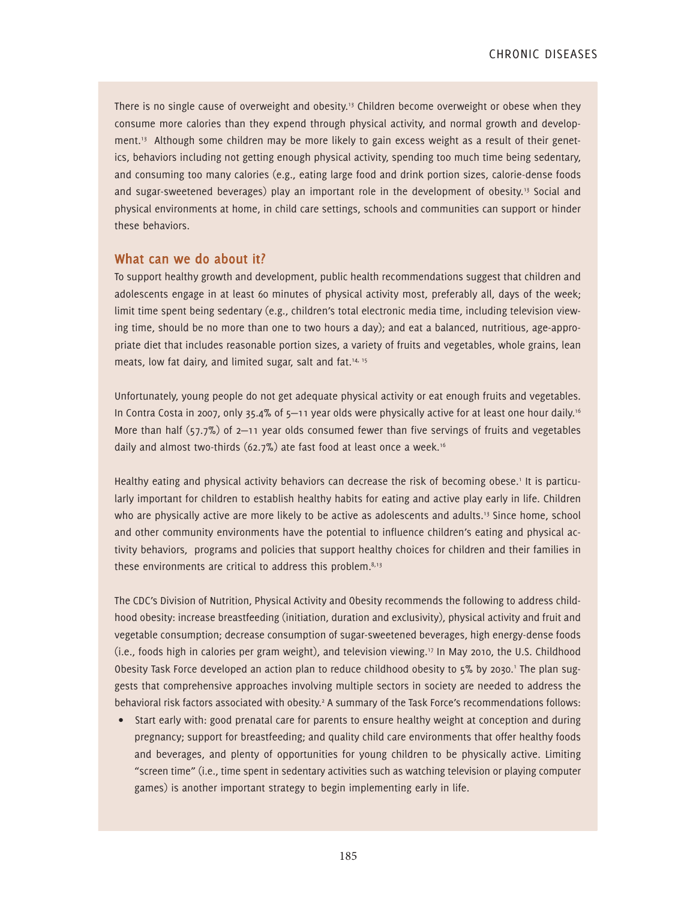There is no single cause of overweight and obesity.[13] Children become overweight or obese when they consume more calories than they expend through physical activity, and normal growth and development.[13] Although some children may be more likely to gain excess weight as a result of their genetics, behaviors including not getting enough physical activity, spending too much time being sedentary, and consuming too many calories (e.g., eating large food and drink portion sizes, calorie-dense foods and sugar-sweetened beverages) play an important role in the development of obesity.[13] Social and physical environments at home, in child care settings, schools and communities can support or hinder these behaviors.

## What can we do about it?

To support healthy growth and development, public health recommendations suggest that children and adolescents engage in at least 60 minutes of physical activity most, preferably all, days of the week; limit time spent being sedentary (e.g., children's total electronic media time, including television viewing time, should be no more than one to two hours a day); and eat a balanced, nutritious, age-appropriate diet that includes reasonable portion sizes, a variety of fruits and vegetables, whole grains, lean meats, low fat dairy, and limited sugar, salt and fat.[14, 15]

Unfortunately, young people do not get adequate physical activity or eat enough fruits and vegetables. In Contra Costa in 2007, only 35.4% of 5–11 year olds were physically active for at least one hour daily.[16] More than half (57.7%) of 2–11 year olds consumed fewer than five servings of fruits and vegetables daily and almost two-thirds (62.7%) ate fast food at least once a week.[16]

Healthy eating and physical activity behaviors can decrease the risk of becoming obese.[1] It is particularly important for children to establish healthy habits for eating and active play early in life. Children who are physically active are more likely to be active as adolescents and adults.[13] Since home, school and other community environments have the potential to influence children's eating and physical activity behaviors, programs and policies that support healthy choices for children and their families in these environments are critical to address this problem.[8,13]

The CDC's Division of Nutrition, Physical Activity and Obesity recommends the following to address childhood obesity: increase breastfeeding (initiation, duration and exclusivity), physical activity and fruit and vegetable consumption; decrease consumption of sugar-sweetened beverages, high energy-dense foods (i.e., foods high in calories per gram weight), and television viewing.[17] In May 2010, the U.S. Childhood Obesity Task Force developed an action plan to reduce childhood obesity to 5% by 2030.[1] The plan suggests that comprehensive approaches involving multiple sectors in society are needed to address the behavioral risk factors associated with obesity.[2] A summary of the Task Force's recommendations follows:

- Start early with: good prenatal care for parents to ensure healthy weight at conception and during pregnancy; support for breastfeeding; and quality child care environments that offer healthy foods and beverages, and plenty of opportunities for young children to be physically active. Limiting "screen time" (i.e., time spent in sedentary activities such as watching television or playing computer games) is another important strategy to begin implementing early in life.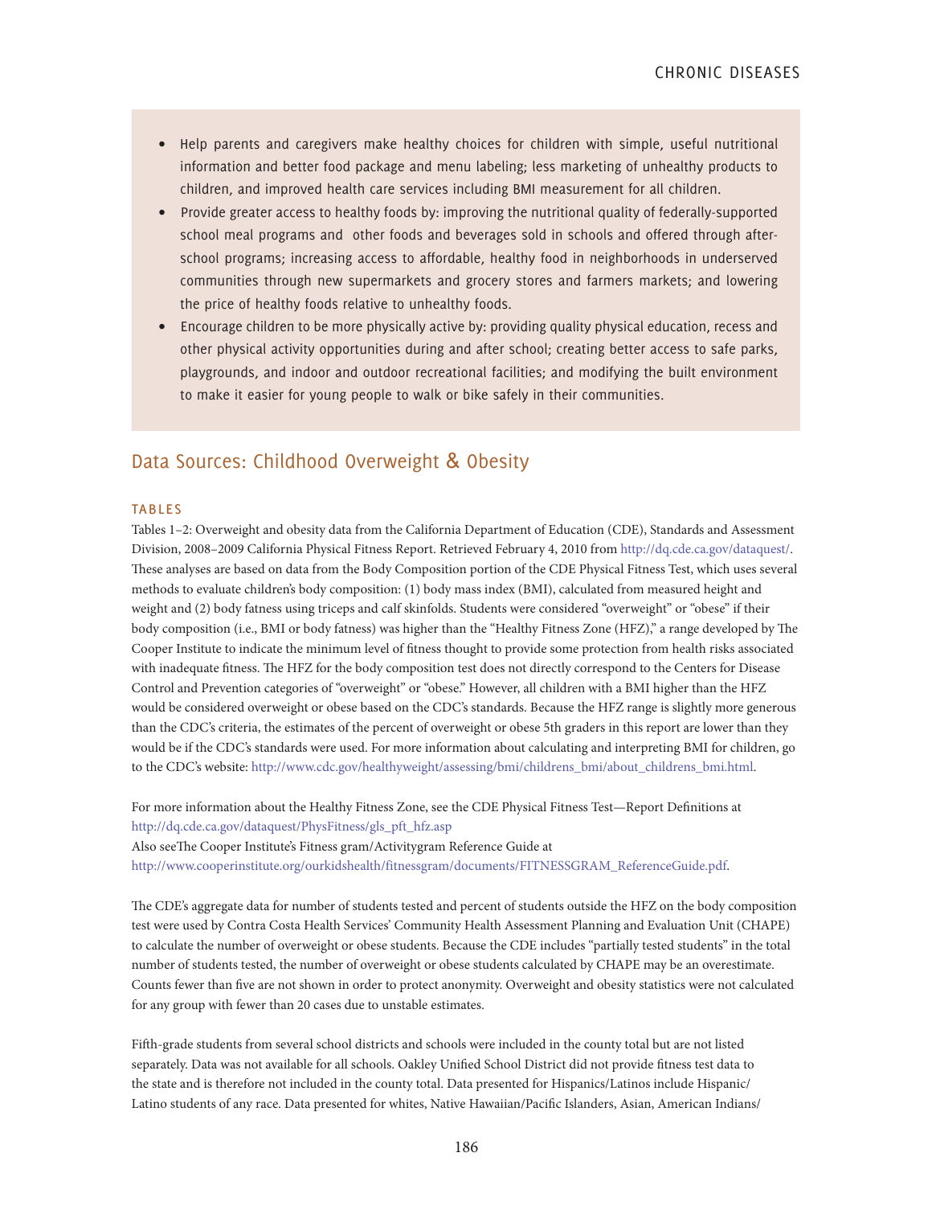- Help parents and caregivers make healthy choices for children with simple, useful nutritional information and better food package and menu labeling; less marketing of unhealthy products to children, and improved health care services including BMI measurement for all children.
- Provide greater access to healthy foods by: improving the nutritional quality of federally-supported school meal programs and other foods and beverages sold in schools and offered through after-school programs; increasing access to affordable, healthy food in neighborhoods in underserved communities through new supermarkets and grocery stores and farmers markets; and lowering the price of healthy foods relative to unhealthy foods.
- Encourage children to be more physically active by: providing quality physical education, recess and other physical activity opportunities during and after school; creating better access to safe parks, playgrounds, and indoor and outdoor recreational facilities; and modifying the built environment to make it easier for young people to walk or bike safely in their communities.

## Data Sources: Childhood Overweight & Obesity

### TABLES

Tables 1–2: Overweight and obesity data from the California Department of Education (CDE), Standards and Assessment Division, 2008–2009 California Physical Fitness Report. Retrieved February 4, 2010 from http://dq.cde.ca.gov/dataquest/. These analyses are based on data from the Body Composition portion of the CDE Physical Fitness Test, which uses several methods to evaluate children's body composition: (1) body mass index (BMI), calculated from measured height and weight and (2) body fatness using triceps and calf skinfolds. Students were considered "overweight" or "obese" if their body composition (i.e., BMI or body fatness) was higher than the "Healthy Fitness Zone (HFZ)," a range developed by The Cooper Institute to indicate the minimum level of fitness thought to provide some protection from health risks associated with inadequate fitness. The HFZ for the body composition test does not directly correspond to the Centers for Disease Control and Prevention categories of "overweight" or "obese." However, all children with a BMI higher than the HFZ would be considered overweight or obese based on the CDC's standards. Because the HFZ range is slightly more generous than the CDC's criteria, the estimates of the percent of overweight or obese 5th graders in this report are lower than they would be if the CDC's standards were used. For more information about calculating and interpreting BMI for children, go to the CDC's website: http://www.cdc.gov/healthyweight/assessing/bmi/childrens_bmi/about_childrens_bmi.html.

For more information about the Healthy Fitness Zone, see the CDE Physical Fitness Test—Report Definitions at http://dq.cde.ca.gov/dataquest/PhysFitness/gls_pft_hfz.asp
Also seeThe Cooper Institute's Fitness gram/Activitygram Reference Guide at http://www.cooperinstitute.org/ourkidshealth/fitnessgram/documents/FITNESSGRAM_ReferenceGuide.pdf.

The CDE's aggregate data for number of students tested and percent of students outside the HFZ on the body composition test were used by Contra Costa Health Services' Community Health Assessment Planning and Evaluation Unit (CHAPE) to calculate the number of overweight or obese students. Because the CDE includes "partially tested students" in the total number of students tested, the number of overweight or obese students calculated by CHAPE may be an overestimate. Counts fewer than five are not shown in order to protect anonymity. Overweight and obesity statistics were not calculated for any group with fewer than 20 cases due to unstable estimates.

Fifth-grade students from several school districts and schools were included in the county total but are not listed separately. Data was not available for all schools. Oakley Unified School District did not provide fitness test data to the state and is therefore not included in the county total. Data presented for Hispanics/Latinos include Hispanic/Latino students of any race. Data presented for whites, Native Hawaiian/Pacific Islanders, Asian, American Indians/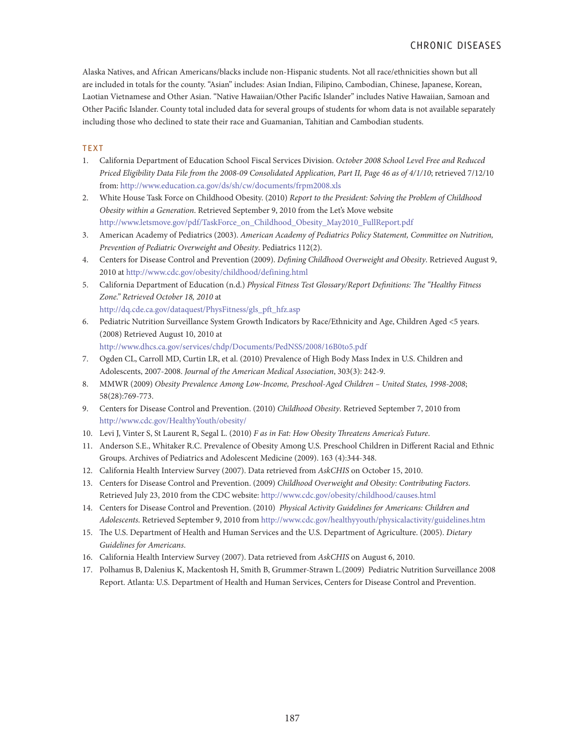Alaska Natives, and African Americans/blacks include non-Hispanic students. Not all race/ethnicities shown but all are included in totals for the county. "Asian" includes: Asian Indian, Filipino, Cambodian, Chinese, Japanese, Korean, Laotian Vietnamese and Other Asian. "Native Hawaiian/Other Pacific Islander" includes Native Hawaiian, Samoan and Other Pacific Islander. County total included data for several groups of students for whom data is not available separately including those who declined to state their race and Guamanian, Tahitian and Cambodian students.

## TEXT

1. California Department of Education School Fiscal Services Division. *October 2008 School Level Free and Reduced Priced Eligibility Data File from the 2008-09 Consolidated Application, Part II, Page 46 as of 4/1/10*; retrieved 7/12/10 from: http://www.education.ca.gov/ds/sh/cw/documents/frpm2008.xls
2. White House Task Force on Childhood Obesity. (2010) *Report to the President: Solving the Problem of Childhood Obesity within a Generation*. Retrieved September 9, 2010 from the Let's Move website http://www.letsmove.gov/pdf/TaskForce_on_Childhood_Obesity_May2010_FullReport.pdf
3. American Academy of Pediatrics (2003). *American Academy of Pediatrics Policy Statement, Committee on Nutrition, Prevention of Pediatric Overweight and Obesity*. Pediatrics 112(2).
4. Centers for Disease Control and Prevention (2009). *Defining Childhood Overweight and Obesity*. Retrieved August 9, 2010 at http://www.cdc.gov/obesity/childhood/defining.html
5. California Department of Education (n.d.) *Physical Fitness Test Glossary/Report Definitions: The "Healthy Fitness Zone." Retrieved October 18, 2010* at http://dq.cde.ca.gov/dataquest/PhysFitness/gls_pft_hfz.asp
6. Pediatric Nutrition Surveillance System Growth Indicators by Race/Ethnicity and Age, Children Aged <5 years. (2008) Retrieved August 10, 2010 at http://www.dhcs.ca.gov/services/chdp/Documents/PedNSS/2008/16B0to5.pdf
7. Ogden CL, Carroll MD, Curtin LR, et al. (2010) Prevalence of High Body Mass Index in U.S. Children and Adolescents, 2007-2008. *Journal of the American Medical Association*, 303(3): 242-9.
8. MMWR (2009) *Obesity Prevalence Among Low-Income, Preschool-Aged Children – United States, 1998-2008*; 58(28):769-773.
9. Centers for Disease Control and Prevention. (2010) *Childhood Obesity*. Retrieved September 7, 2010 from http://www.cdc.gov/HealthyYouth/obesity/
10. Levi J, Vinter S, St Laurent R, Segal L. (2010) *F as in Fat: How Obesity Threatens America's Future*.
11. Anderson S.E., Whitaker R.C. Prevalence of Obesity Among U.S. Preschool Children in Different Racial and Ethnic Groups. Archives of Pediatrics and Adolescent Medicine (2009). 163 (4):344-348.
12. California Health Interview Survey (2007). Data retrieved from *AskCHIS* on October 15, 2010.
13. Centers for Disease Control and Prevention. (2009) *Childhood Overweight and Obesity: Contributing Factors*. Retrieved July 23, 2010 from the CDC website: http://www.cdc.gov/obesity/childhood/causes.html
14. Centers for Disease Control and Prevention. (2010) *Physical Activity Guidelines for Americans: Children and Adolescents*. Retrieved September 9, 2010 from http://www.cdc.gov/healthyyouth/physicalactivity/guidelines.htm
15. The U.S. Department of Health and Human Services and the U.S. Department of Agriculture. (2005). *Dietary Guidelines for Americans*.
16. California Health Interview Survey (2007). Data retrieved from *AskCHIS* on August 6, 2010.
17. Polhamus B, Dalenius K, Mackentosh H, Smith B, Grummer-Strawn L.(2009) Pediatric Nutrition Surveillance 2008 Report. Atlanta: U.S. Department of Health and Human Services, Centers for Disease Control and Prevention.